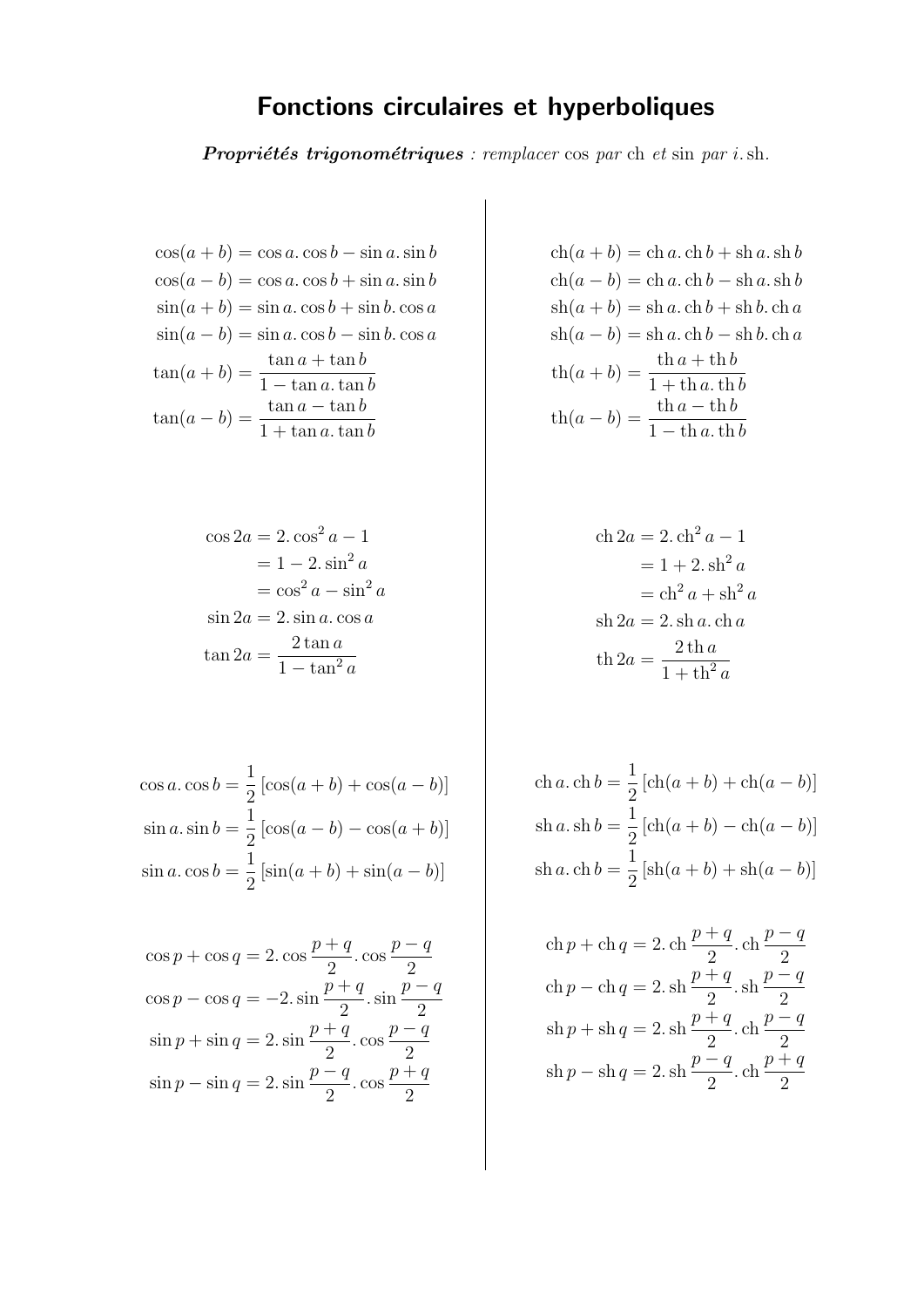# Fonctions circulaires et hyperboliques

***Propriétés trigonométriques*** *: remplacer* $\cos$ *par* $\operatorname{ch}$ *et* $\sin$ *par* $i.\operatorname{sh}$.

$$
\begin{aligned}
\cos(a+b) &= \cos a.\cos b - \sin a.\sin b \\
\cos(a-b) &= \cos a.\cos b + \sin a.\sin b \\
\sin(a+b) &= \sin a.\cos b + \sin b.\cos a \\
\sin(a-b) &= \sin a.\cos b - \sin b.\cos a \\
\tan(a+b) &= \frac{\tan a + \tan b}{1 - \tan a.\tan b} \\
\tan(a-b) &= \frac{\tan a - \tan b}{1 + \tan a.\tan b}
\end{aligned}
$$

$$
\begin{aligned}
\operatorname{ch}(a+b) &= \operatorname{ch} a.\operatorname{ch} b + \operatorname{sh} a.\operatorname{sh} b \\
\operatorname{ch}(a-b) &= \operatorname{ch} a.\operatorname{ch} b - \operatorname{sh} a.\operatorname{sh} b \\
\operatorname{sh}(a+b) &= \operatorname{sh} a.\operatorname{ch} b + \operatorname{sh} b.\operatorname{ch} a \\
\operatorname{sh}(a-b) &= \operatorname{sh} a.\operatorname{ch} b - \operatorname{sh} b.\operatorname{ch} a \\
\operatorname{th}(a+b) &= \frac{\operatorname{th} a + \operatorname{th} b}{1 + \operatorname{th} a.\operatorname{th} b} \\
\operatorname{th}(a-b) &= \frac{\operatorname{th} a - \operatorname{th} b}{1 - \operatorname{th} a.\operatorname{th} b}
\end{aligned}
$$

$$
\begin{aligned}
\cos 2a &= 2.\cos^2 a - 1 \\
&= 1 - 2.\sin^2 a \\
&= \cos^2 a - \sin^2 a \\
\sin 2a &= 2.\sin a.\cos a \\
\tan 2a &= \frac{2\tan a}{1 - \tan^2 a}
\end{aligned}
$$

$$
\begin{aligned}
\operatorname{ch} 2a &= 2.\operatorname{ch}^2 a - 1 \\
&= 1 + 2.\operatorname{sh}^2 a \\
&= \operatorname{ch}^2 a + \operatorname{sh}^2 a \\
\operatorname{sh} 2a &= 2.\operatorname{sh} a.\operatorname{ch} a \\
\operatorname{th} 2a &= \frac{2\operatorname{th} a}{1 + \operatorname{th}^2 a}
\end{aligned}
$$

$$
\begin{aligned}
\cos a.\cos b &= \frac{1}{2}\left[\cos(a+b) + \cos(a-b)\right] \\
\sin a.\sin b &= \frac{1}{2}\left[\cos(a-b) - \cos(a+b)\right] \\
\sin a.\cos b &= \frac{1}{2}\left[\sin(a+b) + \sin(a-b)\right]
\end{aligned}
$$

$$
\begin{aligned}
\operatorname{ch} a.\operatorname{ch} b &= \frac{1}{2}\left[\operatorname{ch}(a+b) + \operatorname{ch}(a-b)\right] \\
\operatorname{sh} a.\operatorname{sh} b &= \frac{1}{2}\left[\operatorname{ch}(a+b) - \operatorname{ch}(a-b)\right] \\
\operatorname{sh} a.\operatorname{ch} b &= \frac{1}{2}\left[\operatorname{sh}(a+b) + \operatorname{sh}(a-b)\right]
\end{aligned}
$$

$$
\begin{aligned}
\cos p + \cos q &= 2.\cos\frac{p+q}{2}.\cos\frac{p-q}{2} \\
\cos p - \cos q &= -2.\sin\frac{p+q}{2}.\sin\frac{p-q}{2} \\
\sin p + \sin q &= 2.\sin\frac{p+q}{2}.\cos\frac{p-q}{2} \\
\sin p - \sin q &= 2.\sin\frac{p-q}{2}.\cos\frac{p+q}{2}
\end{aligned}
$$

$$
\begin{aligned}
\operatorname{ch} p + \operatorname{ch} q &= 2.\operatorname{ch}\frac{p+q}{2}.\operatorname{ch}\frac{p-q}{2} \\
\operatorname{ch} p - \operatorname{ch} q &= 2.\operatorname{sh}\frac{p+q}{2}.\operatorname{sh}\frac{p-q}{2} \\
\operatorname{sh} p + \operatorname{sh} q &= 2.\operatorname{sh}\frac{p+q}{2}.\operatorname{ch}\frac{p-q}{2} \\
\operatorname{sh} p - \operatorname{sh} q &= 2.\operatorname{sh}\frac{p-q}{2}.\operatorname{ch}\frac{p+q}{2}
\end{aligned}
$$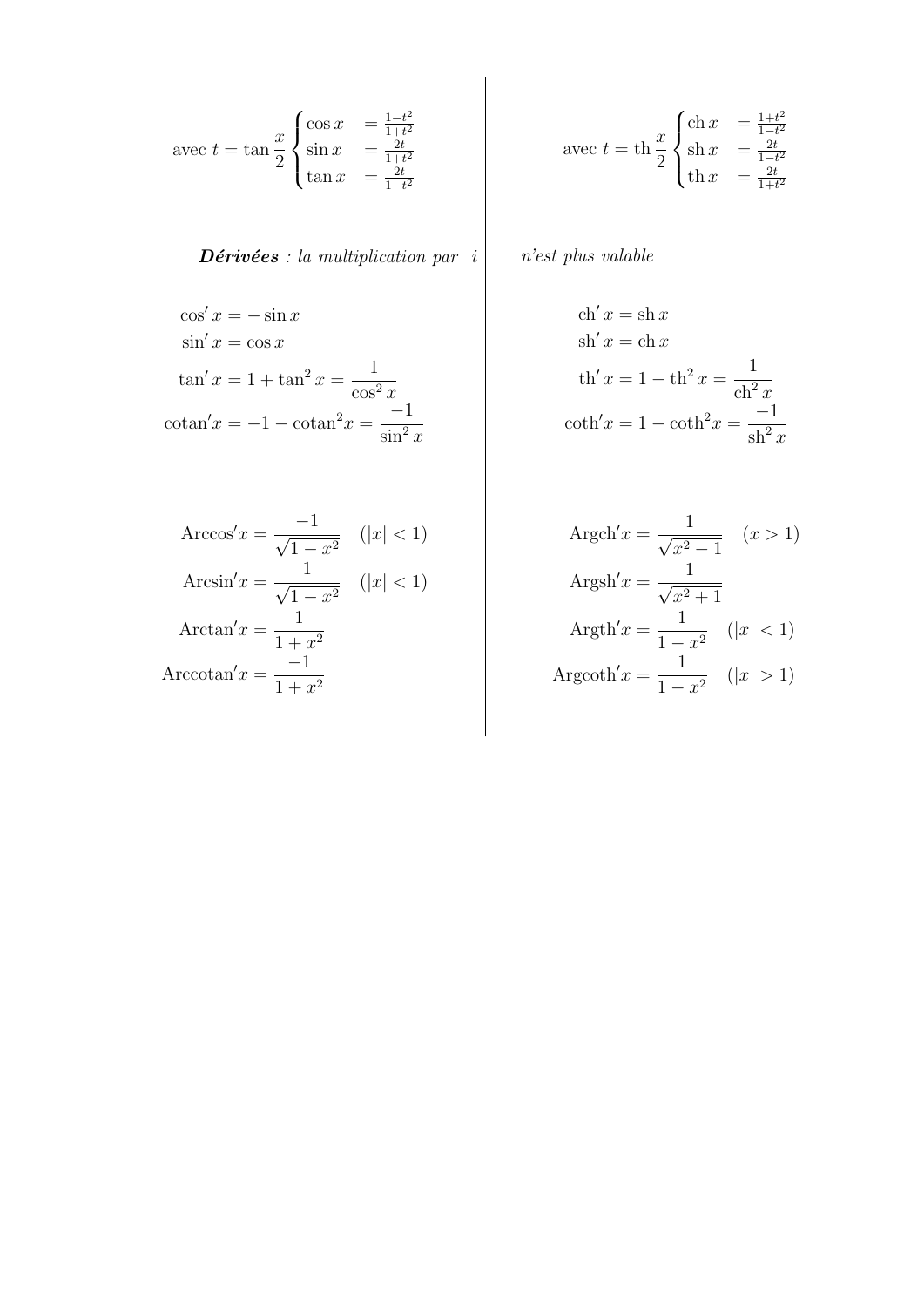avec $t = \tan \dfrac{x}{2}$ $\begin{cases} \cos x & = \frac{1-t^2}{1+t^2} \\ \sin x & = \frac{2t}{1+t^2} \\ \tan x & = \frac{2t}{1-t^2} \end{cases}$

avec $t = \operatorname{th} \dfrac{x}{2}$ $\begin{cases} \operatorname{ch} x & = \frac{1+t^2}{1-t^2} \\ \operatorname{sh} x & = \frac{2t}{1-t^2} \\ \operatorname{th} x & = \frac{2t}{1+t^2} \end{cases}$

***Dérivées*** *: la multiplication par* $i$ *n'est plus valable*

$$\cos' x = -\sin x$$
$$\sin' x = \cos x$$
$$\tan' x = 1 + \tan^2 x = \frac{1}{\cos^2 x}$$
$$\text{cotan}' x = -1 - \text{cotan}^2 x = \frac{-1}{\sin^2 x}$$

$$\operatorname{ch}' x = \operatorname{sh} x$$
$$\operatorname{sh}' x = \operatorname{ch} x$$
$$\operatorname{th}' x = 1 - \operatorname{th}^2 x = \frac{1}{\operatorname{ch}^2 x}$$
$$\operatorname{coth}' x = 1 - \operatorname{coth}^2 x = \frac{-1}{\operatorname{sh}^2 x}$$

$$\text{Arccos}' x = \frac{-1}{\sqrt{1-x^2}} \quad (|x| < 1)$$
$$\text{Arcsin}' x = \frac{1}{\sqrt{1-x^2}} \quad (|x| < 1)$$
$$\text{Arctan}' x = \frac{1}{1+x^2}$$
$$\text{Arccotan}' x = \frac{-1}{1+x^2}$$

$$\text{Argch}' x = \frac{1}{\sqrt{x^2-1}} \quad (x > 1)$$
$$\text{Argsh}' x = \frac{1}{\sqrt{x^2+1}}$$
$$\text{Argth}' x = \frac{1}{1-x^2} \quad (|x| < 1)$$
$$\text{Argcoth}' x = \frac{1}{1-x^2} \quad (|x| > 1)$$